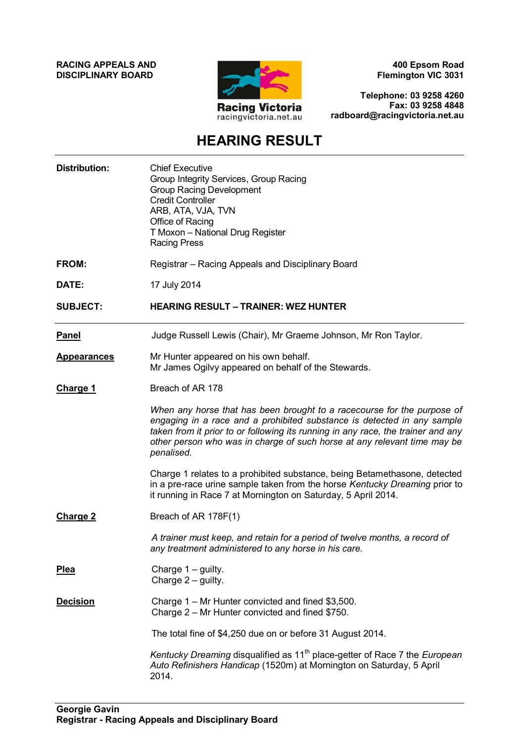**RACING APPEALS AND DISCIPLINARY BOARD**

Racing Victoria
racingvictoria.net.au

**400 Epsom Road**
**Flemington VIC 3031**

**Telephone: 03 9258 4260**
**Fax: 03 9258 4848**
**radboard@racingvictoria.net.au**

# HEARING RESULT

---

**Distribution:** Chief Executive
Group Integrity Services, Group Racing
Group Racing Development
Credit Controller
ARB, ATA, VJA, TVN
Office of Racing
T Moxon – National Drug Register
Racing Press

**FROM:** Registrar – Racing Appeals and Disciplinary Board

**DATE:** 17 July 2014

**SUBJECT:** **HEARING RESULT – TRAINER: WEZ HUNTER**

---

**Panel**

Judge Russell Lewis (Chair), Mr Graeme Johnson, Mr Ron Taylor.

**Appearances**

Mr Hunter appeared on his own behalf.
Mr James Ogilvy appeared on behalf of the Stewards.

**Charge 1**

Breach of AR 178

*When any horse that has been brought to a racecourse for the purpose of engaging in a race and a prohibited substance is detected in any sample taken from it prior to or following its running in any race, the trainer and any other person who was in charge of such horse at any relevant time may be penalised.*

Charge 1 relates to a prohibited substance, being Betamethasone, detected in a pre-race urine sample taken from the horse *Kentucky Dreaming* prior to it running in Race 7 at Mornington on Saturday, 5 April 2014.

**Charge 2**

Breach of AR 178F(1)

*A trainer must keep, and retain for a period of twelve months, a record of any treatment administered to any horse in his care.*

**Plea**

Charge 1 – guilty.
Charge 2 – guilty.

**Decision**

Charge 1 – Mr Hunter convicted and fined $3,500.
Charge 2 – Mr Hunter convicted and fined $750.

The total fine of $4,250 due on or before 31 August 2014.

*Kentucky Dreaming* disqualified as 11th place-getter of Race 7 the *European Auto Refinishers Handicap* (1520m) at Mornington on Saturday, 5 April 2014.

---

**Georgie Gavin**
**Registrar - Racing Appeals and Disciplinary Board**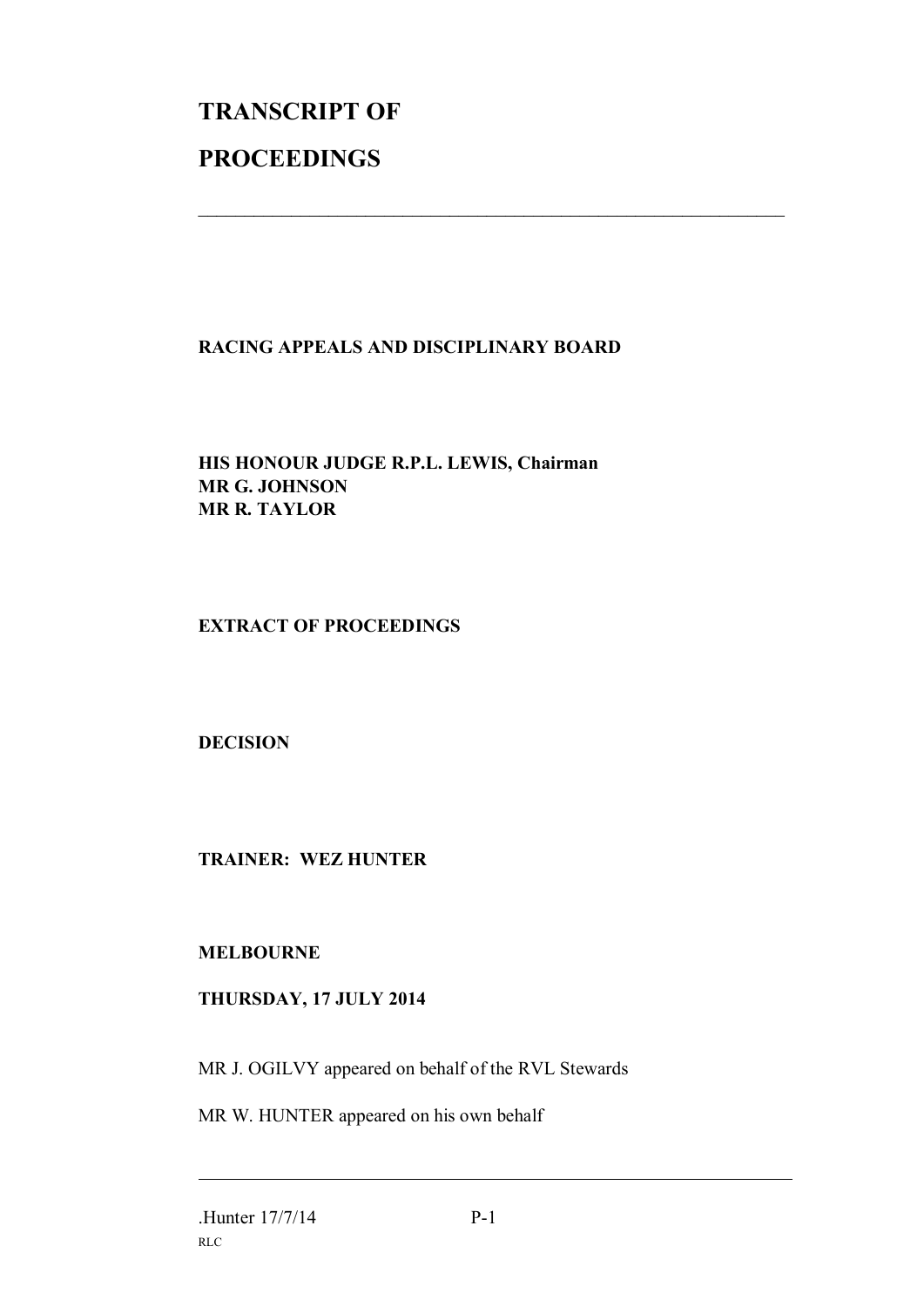# TRANSCRIPT OF

# PROCEEDINGS

---

**RACING APPEALS AND DISCIPLINARY BOARD**

**HIS HONOUR JUDGE R.P.L. LEWIS, Chairman**
**MR G. JOHNSON**
**MR R. TAYLOR**

**EXTRACT OF PROCEEDINGS**

**DECISION**

**TRAINER: WEZ HUNTER**

**MELBOURNE**

**THURSDAY, 17 JULY 2014**

MR J. OGILVY appeared on behalf of the RVL Stewards

MR W. HUNTER appeared on his own behalf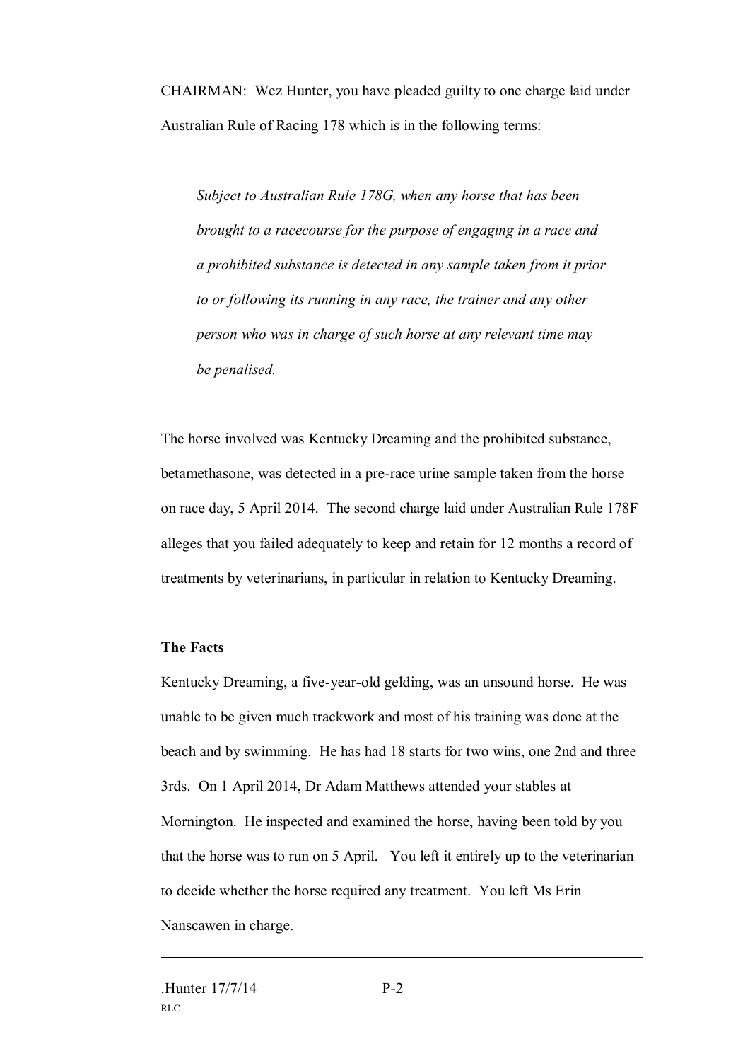CHAIRMAN: Wez Hunter, you have pleaded guilty to one charge laid under Australian Rule of Racing 178 which is in the following terms:

> *Subject to Australian Rule 178G, when any horse that has been brought to a racecourse for the purpose of engaging in a race and a prohibited substance is detected in any sample taken from it prior to or following its running in any race, the trainer and any other person who was in charge of such horse at any relevant time may be penalised.*

The horse involved was Kentucky Dreaming and the prohibited substance, betamethasone, was detected in a pre-race urine sample taken from the horse on race day, 5 April 2014. The second charge laid under Australian Rule 178F alleges that you failed adequately to keep and retain for 12 months a record of treatments by veterinarians, in particular in relation to Kentucky Dreaming.

**The Facts**

Kentucky Dreaming, a five-year-old gelding, was an unsound horse. He was unable to be given much trackwork and most of his training was done at the beach and by swimming. He has had 18 starts for two wins, one 2nd and three 3rds. On 1 April 2014, Dr Adam Matthews attended your stables at Mornington. He inspected and examined the horse, having been told by you that the horse was to run on 5 April. You left it entirely up to the veterinarian to decide whether the horse required any treatment. You left Ms Erin Nanscawen in charge.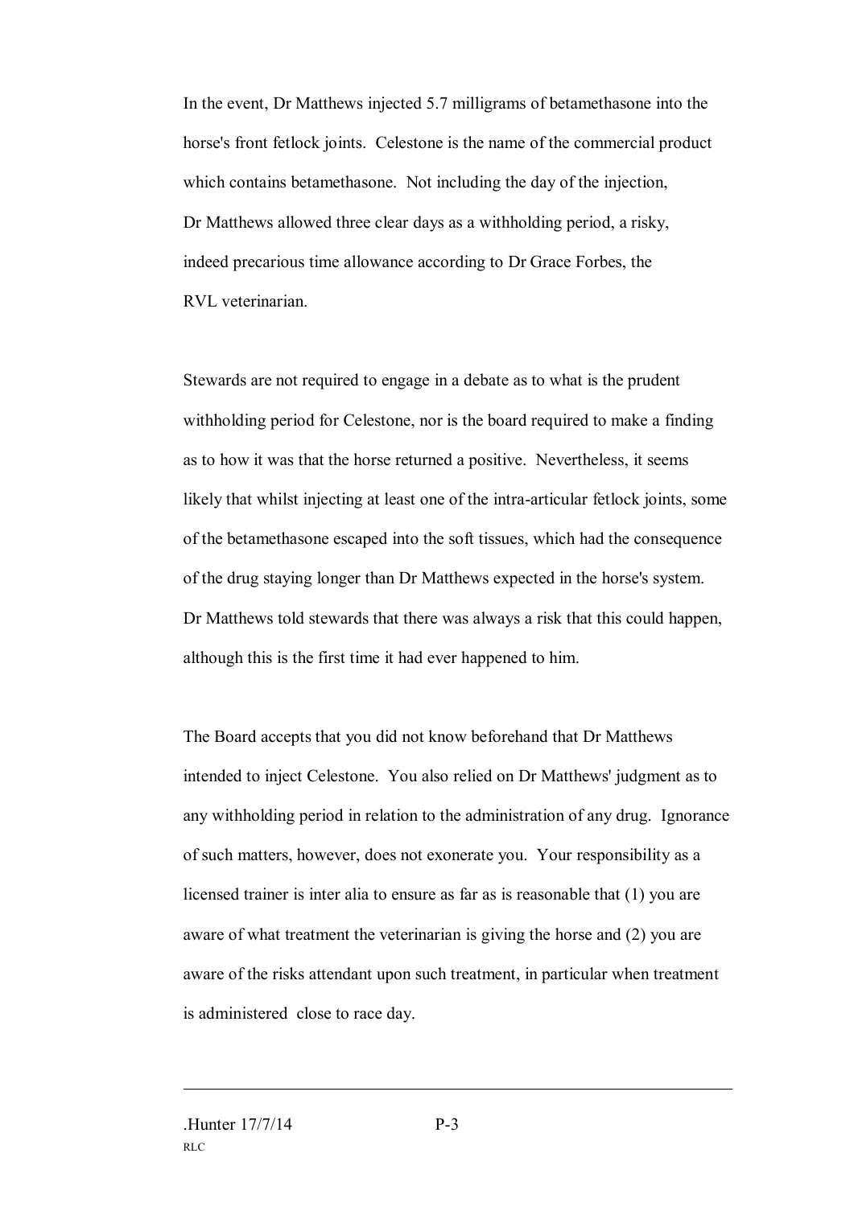In the event, Dr Matthews injected 5.7 milligrams of betamethasone into the horse's front fetlock joints. Celestone is the name of the commercial product which contains betamethasone. Not including the day of the injection, Dr Matthews allowed three clear days as a withholding period, a risky, indeed precarious time allowance according to Dr Grace Forbes, the RVL veterinarian.

Stewards are not required to engage in a debate as to what is the prudent withholding period for Celestone, nor is the board required to make a finding as to how it was that the horse returned a positive. Nevertheless, it seems likely that whilst injecting at least one of the intra-articular fetlock joints, some of the betamethasone escaped into the soft tissues, which had the consequence of the drug staying longer than Dr Matthews expected in the horse's system. Dr Matthews told stewards that there was always a risk that this could happen, although this is the first time it had ever happened to him.

The Board accepts that you did not know beforehand that Dr Matthews intended to inject Celestone. You also relied on Dr Matthews' judgment as to any withholding period in relation to the administration of any drug. Ignorance of such matters, however, does not exonerate you. Your responsibility as a licensed trainer is inter alia to ensure as far as is reasonable that (1) you are aware of what treatment the veterinarian is giving the horse and (2) you are aware of the risks attendant upon such treatment, in particular when treatment is administered close to race day.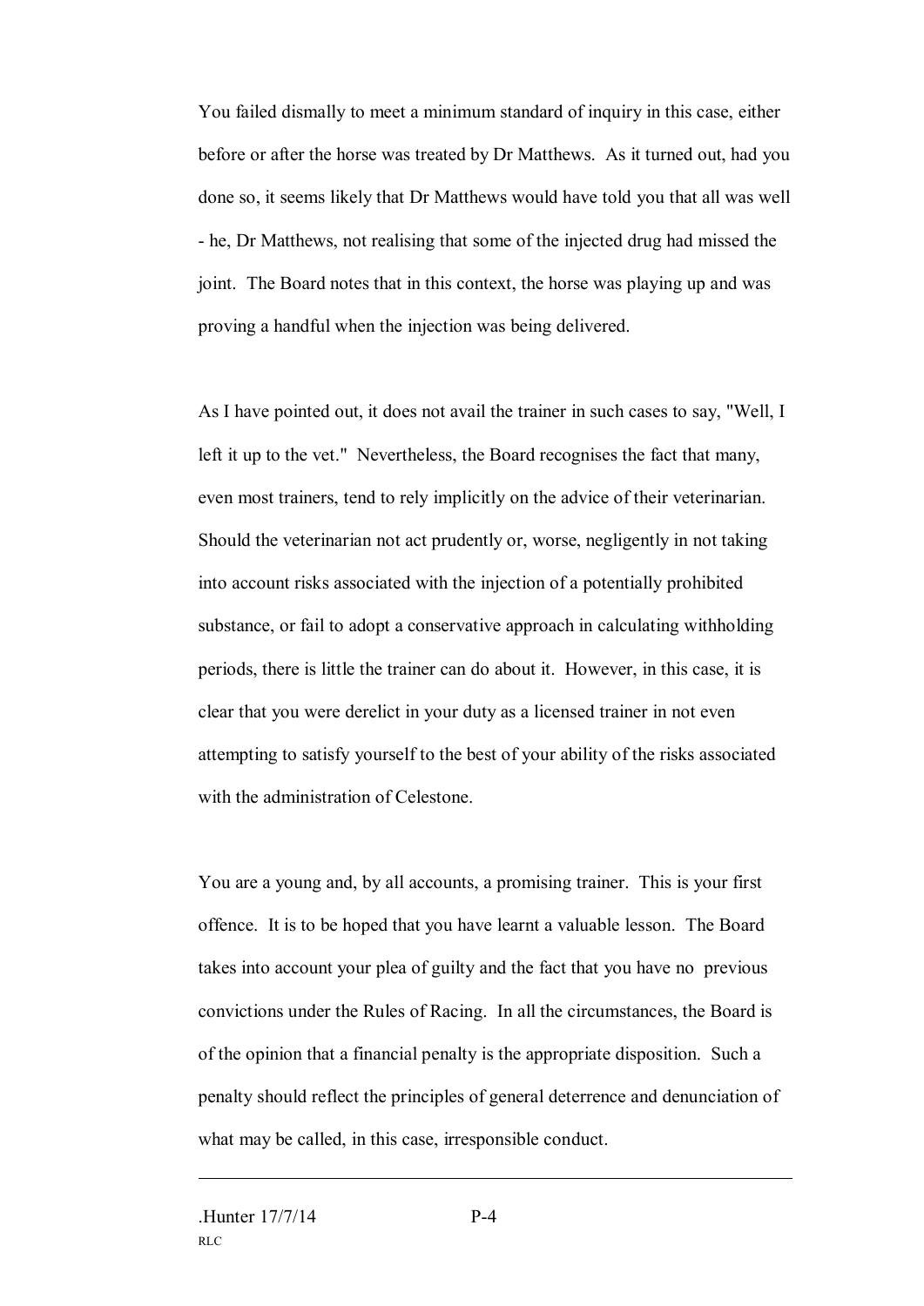You failed dismally to meet a minimum standard of inquiry in this case, either before or after the horse was treated by Dr Matthews. As it turned out, had you done so, it seems likely that Dr Matthews would have told you that all was well - he, Dr Matthews, not realising that some of the injected drug had missed the joint. The Board notes that in this context, the horse was playing up and was proving a handful when the injection was being delivered.

As I have pointed out, it does not avail the trainer in such cases to say, "Well, I left it up to the vet." Nevertheless, the Board recognises the fact that many, even most trainers, tend to rely implicitly on the advice of their veterinarian. Should the veterinarian not act prudently or, worse, negligently in not taking into account risks associated with the injection of a potentially prohibited substance, or fail to adopt a conservative approach in calculating withholding periods, there is little the trainer can do about it. However, in this case, it is clear that you were derelict in your duty as a licensed trainer in not even attempting to satisfy yourself to the best of your ability of the risks associated with the administration of Celestone.

You are a young and, by all accounts, a promising trainer. This is your first offence. It is to be hoped that you have learnt a valuable lesson. The Board takes into account your plea of guilty and the fact that you have no previous convictions under the Rules of Racing. In all the circumstances, the Board is of the opinion that a financial penalty is the appropriate disposition. Such a penalty should reflect the principles of general deterrence and denunciation of what may be called, in this case, irresponsible conduct.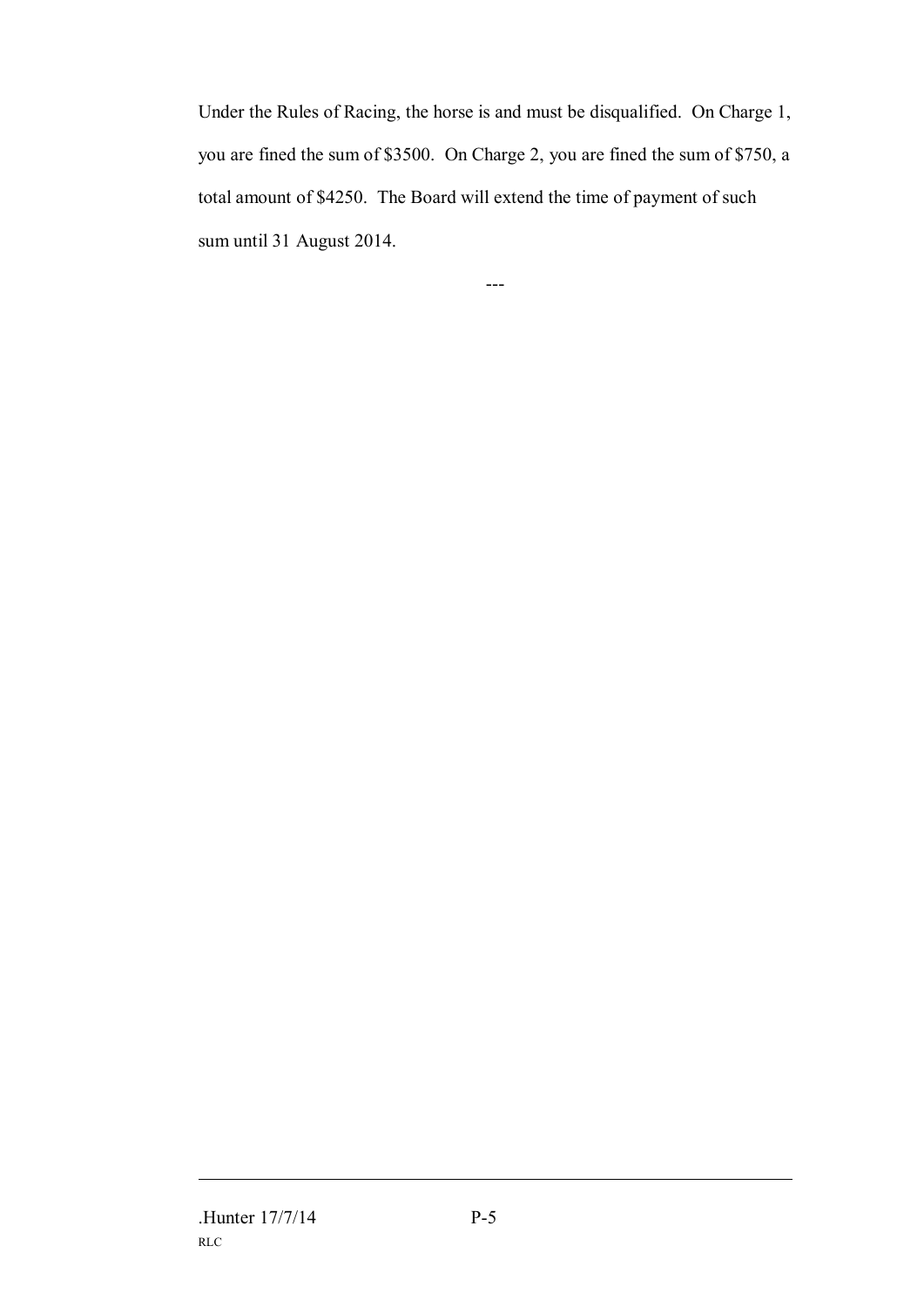Under the Rules of Racing, the horse is and must be disqualified. On Charge 1, you are fined the sum of $3500. On Charge 2, you are fined the sum of $750, a total amount of $4250. The Board will extend the time of payment of such sum until 31 August 2014.

---